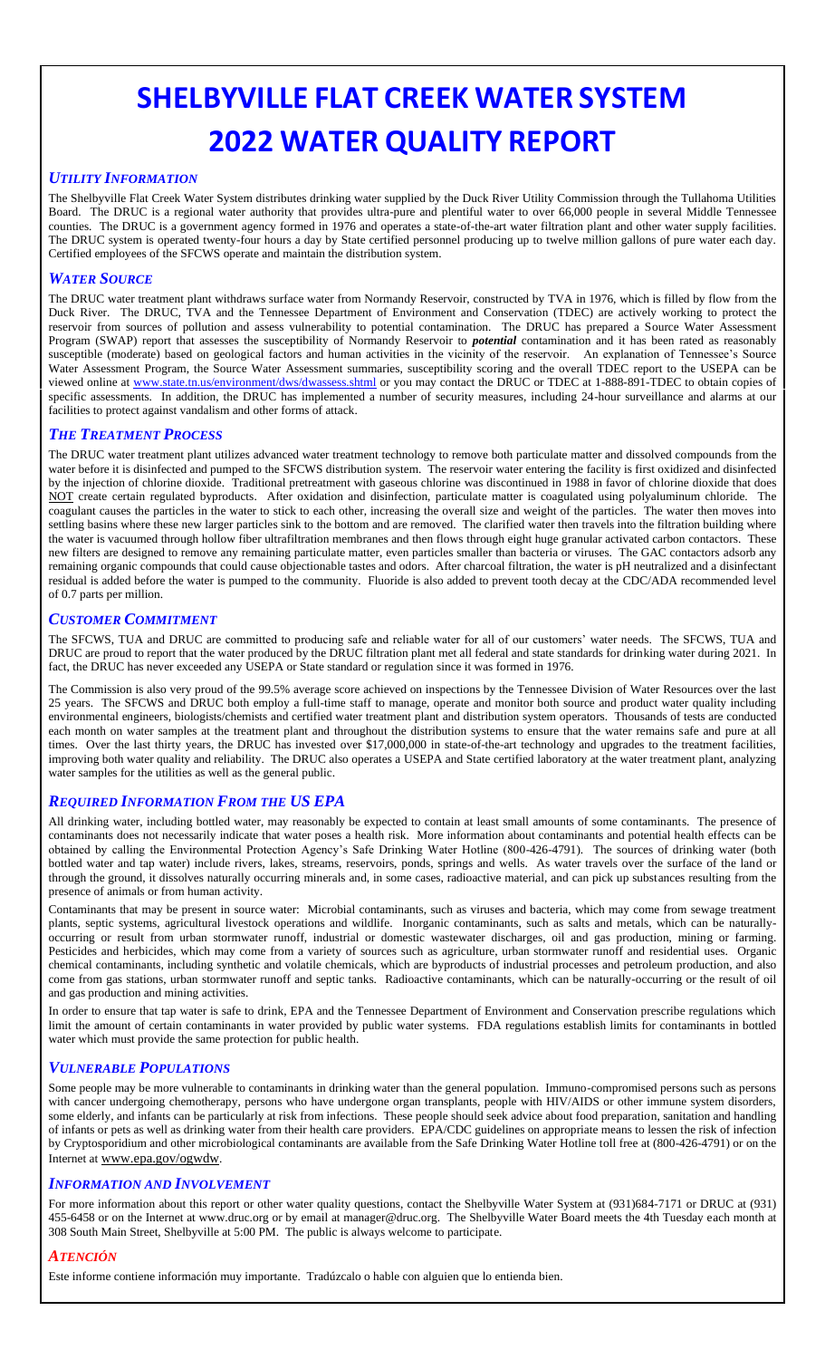# SHELBYVILLE FLAT CREEK WATER SYSTEM 2022 WATER QUALITY REPORT

## *UTILITY INFORMATION*

The Shelbyville Flat Creek Water System distributes drinking water supplied by the Duck River Utility Commission through the Tullahoma Utilities Board. The DRUC is a regional water authority that provides ultra-pure and plentiful water to over 66,000 people in several Middle Tennessee counties. The DRUC is a government agency formed in 1976 and operates a state-of-the-art water filtration plant and other water supply facilities. The DRUC system is operated twenty-four hours a day by State certified personnel producing up to twelve million gallons of pure water each day. Certified employees of the SFCWS operate and maintain the distribution system.

## *WATER SOURCE*

The DRUC water treatment plant withdraws surface water from Normandy Reservoir, constructed by TVA in 1976, which is filled by flow from the Duck River. The DRUC, TVA and the Tennessee Department of Environment and Conservation (TDEC) are actively working to protect the reservoir from sources of pollution and assess vulnerability to potential contamination. The DRUC has prepared a Source Water Assessment Program (SWAP) report that assesses the susceptibility of Normandy Reservoir to ***potential*** contamination and it has been rated as reasonably susceptible (moderate) based on geological factors and human activities in the vicinity of the reservoir. An explanation of Tennessee's Source Water Assessment Program, the Source Water Assessment summaries, susceptibility scoring and the overall TDEC report to the USEPA can be viewed online at www.state.tn.us/environment/dws/dwassess.shtml or you may contact the DRUC or TDEC at 1-888-891-TDEC to obtain copies of specific assessments. In addition, the DRUC has implemented a number of security measures, including 24-hour surveillance and alarms at our facilities to protect against vandalism and other forms of attack.

## *THE TREATMENT PROCESS*

The DRUC water treatment plant utilizes advanced water treatment technology to remove both particulate matter and dissolved compounds from the water before it is disinfected and pumped to the SFCWS distribution system. The reservoir water entering the facility is first oxidized and disinfected by the injection of chlorine dioxide. Traditional pretreatment with gaseous chlorine was discontinued in 1988 in favor of chlorine dioxide that does NOT create certain regulated byproducts. After oxidation and disinfection, particulate matter is coagulated using polyaluminum chloride. The coagulant causes the particles in the water to stick to each other, increasing the overall size and weight of the particles. The water then moves into settling basins where these new larger particles sink to the bottom and are removed. The clarified water then travels into the filtration building where the water is vacuumed through hollow fiber ultrafiltration membranes and then flows through eight huge granular activated carbon contactors. These new filters are designed to remove any remaining particulate matter, even particles smaller than bacteria or viruses. The GAC contactors adsorb any remaining organic compounds that could cause objectionable tastes and odors. After charcoal filtration, the water is pH neutralized and a disinfectant residual is added before the water is pumped to the community. Fluoride is also added to prevent tooth decay at the CDC/ADA recommended level of 0.7 parts per million.

## *CUSTOMER COMMITMENT*

The SFCWS, TUA and DRUC are committed to producing safe and reliable water for all of our customers' water needs. The SFCWS, TUA and DRUC are proud to report that the water produced by the DRUC filtration plant met all federal and state standards for drinking water during 2021. In fact, the DRUC has never exceeded any USEPA or State standard or regulation since it was formed in 1976.

The Commission is also very proud of the 99.5% average score achieved on inspections by the Tennessee Division of Water Resources over the last 25 years. The SFCWS and DRUC both employ a full-time staff to manage, operate and monitor both source and product water quality including environmental engineers, biologists/chemists and certified water treatment plant and distribution system operators. Thousands of tests are conducted each month on water samples at the treatment plant and throughout the distribution systems to ensure that the water remains safe and pure at all times. Over the last thirty years, the DRUC has invested over $17,000,000 in state-of-the-art technology and upgrades to the treatment facilities, improving both water quality and reliability. The DRUC also operates a USEPA and State certified laboratory at the water treatment plant, analyzing water samples for the utilities as well as the general public.

## *REQUIRED INFORMATION FROM THE US EPA*

All drinking water, including bottled water, may reasonably be expected to contain at least small amounts of some contaminants. The presence of contaminants does not necessarily indicate that water poses a health risk. More information about contaminants and potential health effects can be obtained by calling the Environmental Protection Agency's Safe Drinking Water Hotline (800-426-4791). The sources of drinking water (both bottled water and tap water) include rivers, lakes, streams, reservoirs, ponds, springs and wells. As water travels over the surface of the land or through the ground, it dissolves naturally occurring minerals and, in some cases, radioactive material, and can pick up substances resulting from the presence of animals or from human activity.

Contaminants that may be present in source water: Microbial contaminants, such as viruses and bacteria, which may come from sewage treatment plants, septic systems, agricultural livestock operations and wildlife. Inorganic contaminants, such as salts and metals, which can be naturally-occurring or result from urban stormwater runoff, industrial or domestic wastewater discharges, oil and gas production, mining or farming. Pesticides and herbicides, which may come from a variety of sources such as agriculture, urban stormwater runoff and residential uses. Organic chemical contaminants, including synthetic and volatile chemicals, which are byproducts of industrial processes and petroleum production, and also come from gas stations, urban stormwater runoff and septic tanks. Radioactive contaminants, which can be naturally-occurring or the result of oil and gas production and mining activities.

In order to ensure that tap water is safe to drink, EPA and the Tennessee Department of Environment and Conservation prescribe regulations which limit the amount of certain contaminants in water provided by public water systems. FDA regulations establish limits for contaminants in bottled water which must provide the same protection for public health.

## *VULNERABLE POPULATIONS*

Some people may be more vulnerable to contaminants in drinking water than the general population. Immuno-compromised persons such as persons with cancer undergoing chemotherapy, persons who have undergone organ transplants, people with HIV/AIDS or other immune system disorders, some elderly, and infants can be particularly at risk from infections. These people should seek advice about food preparation, sanitation and handling of infants or pets as well as drinking water from their health care providers. EPA/CDC guidelines on appropriate means to lessen the risk of infection by Cryptosporidium and other microbiological contaminants are available from the Safe Drinking Water Hotline toll free at (800-426-4791) or on the Internet at www.epa.gov/ogwdw.

## *INFORMATION AND INVOLVEMENT*

For more information about this report or other water quality questions, contact the Shelbyville Water System at (931)684-7171 or DRUC at (931) 455-6458 or on the Internet at www.druc.org or by email at manager@druc.org. The Shelbyville Water Board meets the 4th Tuesday each month at 308 South Main Street, Shelbyville at 5:00 PM. The public is always welcome to participate.

## *ATENCIÓN*

Este informe contiene información muy importante. Tradúzcalo o hable con alguien que lo entienda bien.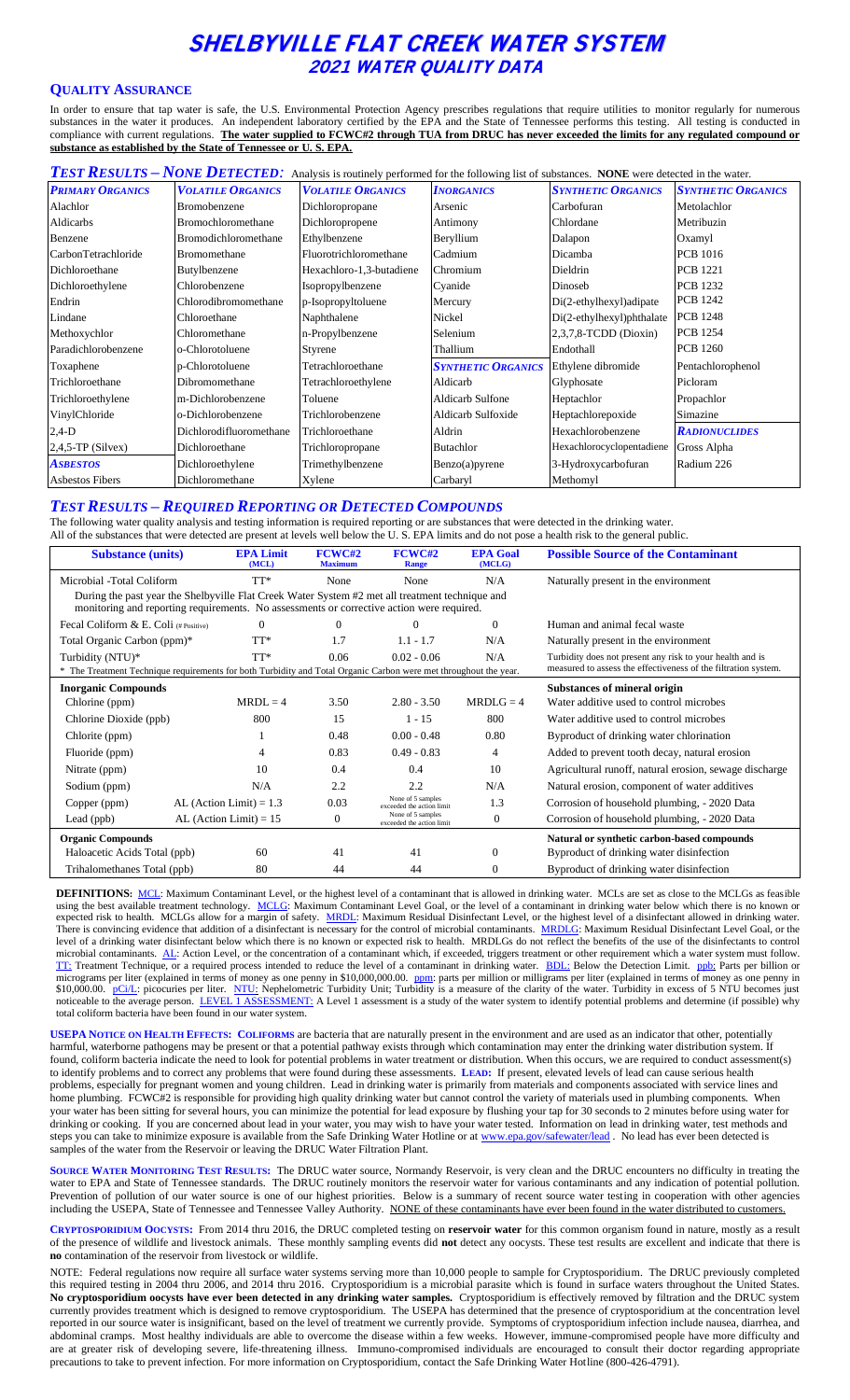# SHELBYVILLE FLAT CREEK WATER SYSTEM

## 2021 WATER QUALITY DATA

### QUALITY ASSURANCE

In order to ensure that tap water is safe, the U.S. Environmental Protection Agency prescribes regulations that require utilities to monitor regularly for numerous substances in the water it produces. An independent laboratory certified by the EPA and the State of Tennessee performs this testing. All testing is conducted in compliance with current regulations. **The water supplied to FCWC#2 through TUA from DRUC has never exceeded the limits for any regulated compound or substance as established by the State of Tennessee or U. S. EPA.**

### *TEST RESULTS – NONE DETECTED:* Analysis is routinely performed for the following list of substances. NONE were detected in the water.

| *PRIMARY ORGANICS* | *VOLATILE ORGANICS* | *VOLATILE ORGANICS* | *INORGANICS* | *SYNTHETIC ORGANICS* | *SYNTHETIC ORGANICS* |
|---|---|---|---|---|---|
| Alachlor | Bromobenzene | Dichloropropane | Arsenic | Carbofuran | Metolachlor |
| Aldicarbs | Bromochloromethane | Dichloropropene | Antimony | Chlordane | Metribuzin |
| Benzene | Bromodichloromethane | Ethylbenzene | Beryllium | Dalapon | Oxamyl |
| CarbonTetrachloride | Bromomethane | Fluorotrichloromethane | Cadmium | Dicamba | PCB 1016 |
| Dichloroethane | Butylbenzene | Hexachloro-1,3-butadiene | Chromium | Dieldrin | PCB 1221 |
| Dichloroethylene | Chlorobenzene | Isopropylbenzene | Cyanide | Dinoseb | PCB 1232 |
| Endrin | Chlorodibromomethane | p-Isopropyltoluene | Mercury | Di(2-ethylhexyl)adipate | PCB 1242 |
| Lindane | Chloroethane | Naphthalene | Nickel | Di(2-ethylhexyl)phthalate | PCB 1248 |
| Methoxychlor | Chloromethane | n-Propylbenzene | Selenium | 2,3,7,8-TCDD (Dioxin) | PCB 1254 |
| Paradichlorobenzene | o-Chlorotoluene | Styrene | Thallium | Endothall | PCB 1260 |
| Toxaphene | p-Chlorotoluene | Tetrachloroethane | *SYNTHETIC ORGANICS* | Ethylene dibromide | Pentachlorophenol |
| Trichloroethane | Dibromomethane | Tetrachloroethylene | Aldicarb | Glyphosate | Picloram |
| Trichloroethylene | m-Dichlorobenzene | Toluene | Aldicarb Sulfone | Heptachlor | Propachlor |
| VinylChloride | o-Dichlorobenzene | Trichlorobenzene | Aldicarb Sulfoxide | Heptachlorepoxide | Simazine |
| 2,4-D | Dichlorodifluoromethane | Trichloroethane | Aldrin | Hexachlorobenzene | *RADIONUCLIDES* |
| 2,4,5-TP (Silvex) | Dichloroethane | Trichloropropane | Butachlor | Hexachlorocyclopentadiene | Gross Alpha |
| *ASBESTOS* | Dichloroethylene | Trimethylbenzene | Benzo(a)pyrene | 3-Hydroxycarbofuran | Radium 226 |
| Asbestos Fibers | Dichloromethane | Xylene | Carbaryl | Methomyl | |

### *TEST RESULTS – REQUIRED REPORTING OR DETECTED COMPOUNDS*

The following water quality analysis and testing information is required reporting or are substances that were detected in the drinking water.
All of the substances that were detected are present at levels well below the U. S. EPA limits and do not pose a health risk to the general public.

| Substance (units) | EPA Limit (MCL) | FCWC#2 Maximum | FCWC#2 Range | EPA Goal (MCLG) | Possible Source of the Contaminant |
|---|---|---|---|---|---|
| Microbial -Total Coliform | TT* | None | None | N/A | Naturally present in the environment |
| During the past year the Shelbyville Flat Creek Water System #2 met all treatment technique and monitoring and reporting requirements. No assessments or corrective action were required. | | | | | |
| Fecal Coliform & E. Coli (# Positive) | 0 | 0 | 0 | 0 | Human and animal fecal waste |
| Total Organic Carbon (ppm)* | TT* | 1.7 | 1.1 - 1.7 | N/A | Naturally present in the environment |
| Turbidity (NTU)* | TT* | 0.06 | 0.02 - 0.06 | N/A | Turbidity does not present any risk to your health and is measured to assess the effectiveness of the filtration system. |
| * The Treatment Technique requirements for both Turbidity and Total Organic Carbon were met throughout the year. | | | | | |
| **Inorganic Compounds** | | | | | **Substances of mineral origin** |
| Chlorine (ppm) | MRDL = 4 | 3.50 | 2.80 - 3.50 | MRDLG = 4 | Water additive used to control microbes |
| Chlorine Dioxide (ppb) | 800 | 15 | 1 - 15 | 800 | Water additive used to control microbes |
| Chlorite (ppm) | 1 | 0.48 | 0.00 - 0.48 | 0.80 | Byproduct of drinking water chlorination |
| Fluoride (ppm) | 4 | 0.83 | 0.49 - 0.83 | 4 | Added to prevent tooth decay, natural erosion |
| Nitrate (ppm) | 10 | 0.4 | 0.4 | 10 | Agricultural runoff, natural erosion, sewage discharge |
| Sodium (ppm) | N/A | 2.2 | 2.2 | N/A | Natural erosion, component of water additives |
| Copper (ppm) | AL (Action Limit) = 1.3 | 0.03 | None of 5 samples exceeded the action limit | 1.3 | Corrosion of household plumbing, - 2020 Data |
| Lead (ppb) | AL (Action Limit) = 15 | 0 | None of 5 samples exceeded the action limit | 0 | Corrosion of household plumbing, - 2020 Data |
| **Organic Compounds** | | | | | **Natural or synthetic carbon-based compounds** |
| Haloacetic Acids Total (ppb) | 60 | 41 | 41 | 0 | Byproduct of drinking water disinfection |
| Trihalomethanes Total (ppb) | 80 | 44 | 44 | 0 | Byproduct of drinking water disinfection |

**DEFINITIONS:** MCL: Maximum Contaminant Level, or the highest level of a contaminant that is allowed in drinking water. MCLs are set as close to the MCLGs as feasible using the best available treatment technology. MCLG: Maximum Contaminant Level Goal, or the level of a contaminant in drinking water below which there is no known or expected risk to health. MCLGs allow for a margin of safety. MRDL: Maximum Residual Disinfectant Level, or the highest level of a disinfectant allowed in drinking water. There is convincing evidence that addition of a disinfectant is necessary for the control of microbial contaminants. MRDLG: Maximum Residual Disinfectant Level Goal, or the level of a drinking water disinfectant below which there is no known or expected risk to health. MRDLGs do not reflect the benefits of the use of disinfectants to control microbial contaminants. AL: Action Level, or the concentration of a contaminant which, if exceeded, triggers treatment or other requirement which a water system must follow. TT: Treatment Technique, or a required process intended to reduce the level of a contaminant in drinking water. BDL: Below the Detection Limit. ppb: Parts per billion or micrograms per liter (explained in terms of money as one penny in $10,000,000.00. ppm: parts per million or milligrams per liter (explained in terms of money as one penny in $10,000.00. pCi/L: picocuries per liter. NTU: Nephelometric Turbidity Unit; Turbidity is a measure of the clarity of the water. Turbidity in excess of 5 NTU becomes just noticeable to the average person. LEVEL 1 ASSESSMENT: A Level 1 assessment is a study of the water system to identify potential problems and determine (if possible) why total coliform bacteria have been found in our water system.

**USEPA NOTICE ON HEALTH EFFECTS: COLIFORMS** are bacteria that are naturally present in the environment and are used as an indicator that other, potentially harmful, waterborne pathogens may be present or that a potential pathway exists through which contamination may enter the drinking water distribution system. If found, coliform bacteria indicate the need to look for potential problems in water treatment or distribution. When this occurs, we are required to conduct assessment(s) to identify problems and to correct any problems that were found during these assessments. **LEAD:** If present, elevated levels of lead can cause serious health problems, especially for pregnant women and young children. Lead in drinking water is primarily from materials and components associated with service lines and home plumbing. FCWC#2 is responsible for providing high quality drinking water but cannot control the variety of materials used in plumbing components. When your water has been sitting for several hours, you can minimize the potential for lead exposure by flushing your tap for 30 seconds to 2 minutes before using water for drinking or cooking. If you are concerned about lead in your water, you may wish to have your water tested. Information on lead in drinking water, test methods and steps you can take to minimize exposure is available from the Safe Drinking Water Hotline or at www.epa.gov/safewater/lead . No lead has ever been detected is samples of the water from the Reservoir or leaving the DRUC Water Filtration Plant.

**SOURCE WATER MONITORING TEST RESULTS:** The DRUC water source, Normandy Reservoir, is very clean and the DRUC encounters no difficulty in treating the water to EPA and State of Tennessee standards. The DRUC routinely monitors the reservoir water for various contaminants and any indication of potential pollution. Prevention of pollution of our water source is one of our highest priorities. Below is a summary of recent source water testing in cooperation with other agencies including the USEPA, State of Tennessee and Tennessee Valley Authority. NONE of these contaminants have ever been found in the water distributed to customers.

**CRYPTOSPORIDIUM OOCYSTS:** From 2014 thru 2016, the DRUC completed testing on **reservoir water** for this common organism found in nature, mostly as a result of the presence of wildlife and livestock animals. These monthly sampling events did **not** detect any oocysts. These test results are excellent and indicate that there is **no** contamination of the reservoir from livestock or wildlife.

NOTE: Federal regulations now require all surface water systems serving more than 10,000 people to sample for Cryptosporidium. The DRUC previously completed this required testing in 2004 thru 2006, and 2014 thru 2016. Cryptosporidium is a microbial parasite which is found in surface waters throughout the United States. **No cryptosporidium oocysts have ever been detected in any drinking water samples.** Cryptosporidium is effectively removed by filtration and the DRUC system currently provides treatment which is designed to remove cryptosporidium. The USEPA has determined that the presence of cryptosporidium at the concentration level reported in our source water is insignificant, based on the level of treatment we currently provide. Symptoms of cryptosporidium infection include nausea, diarrhea, and abdominal cramps. Most healthy individuals are able to overcome the disease within a few weeks. However, immune-compromised people have more difficulty and are at greater risk of developing severe, life-threatening illness. Immuno-compromised individuals are encouraged to consult their doctor regarding appropriate precautions to take to prevent infection. For more information on Cryptosporidium, contact the Safe Drinking Water Hotline (800-426-4791).